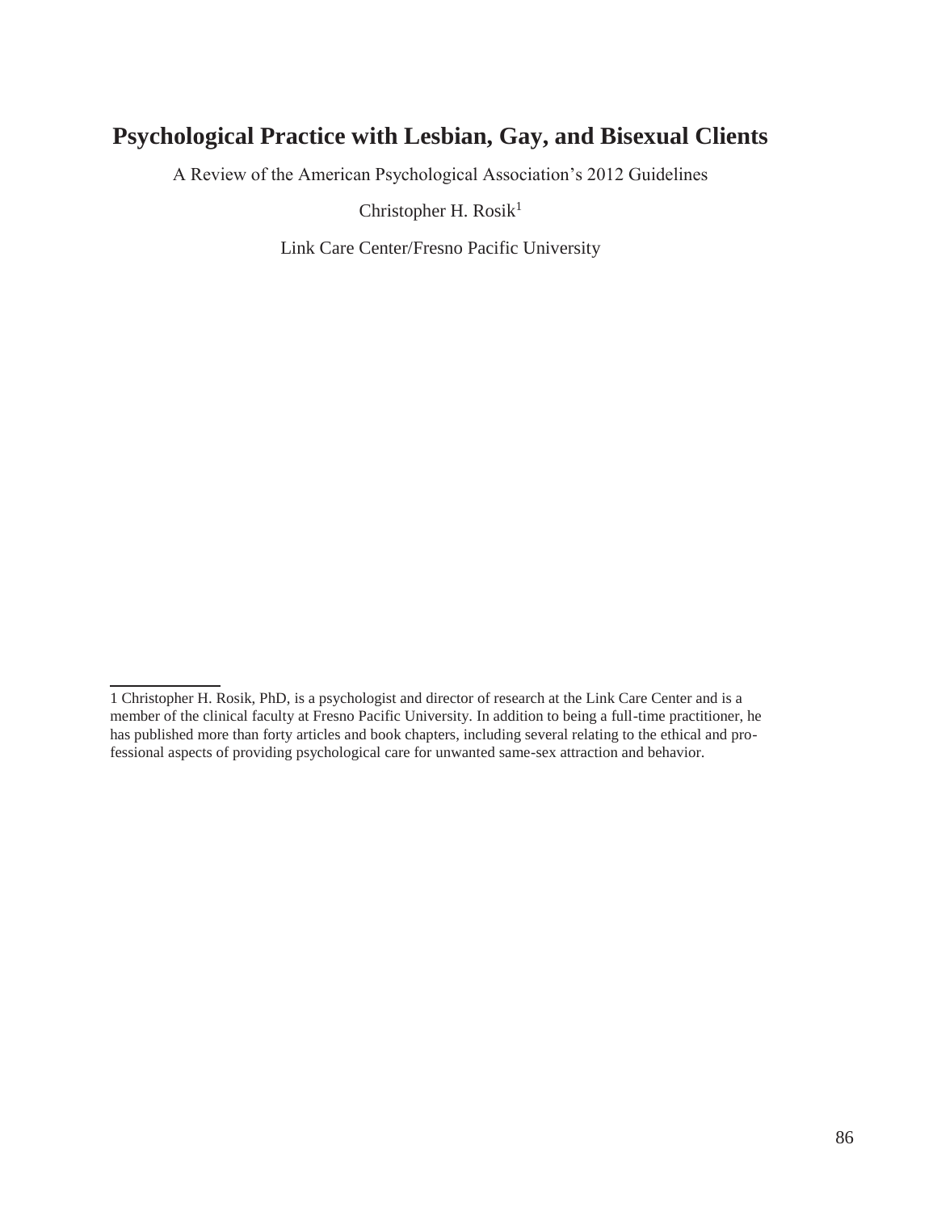# Psychological Practice with Lesbian, Gay, and Bisexual Clients

A Review of the American Psychological Association's 2012 Guidelines

Christopher H. Rosik[1]

Link Care Center/Fresno Pacific University

---

1 Christopher H. Rosik, PhD, is a psychologist and director of research at the Link Care Center and is a member of the clinical faculty at Fresno Pacific University. In addition to being a full-time practitioner, he has published more than forty articles and book chapters, including several relating to the ethical and professional aspects of providing psychological care for unwanted same-sex attraction and behavior.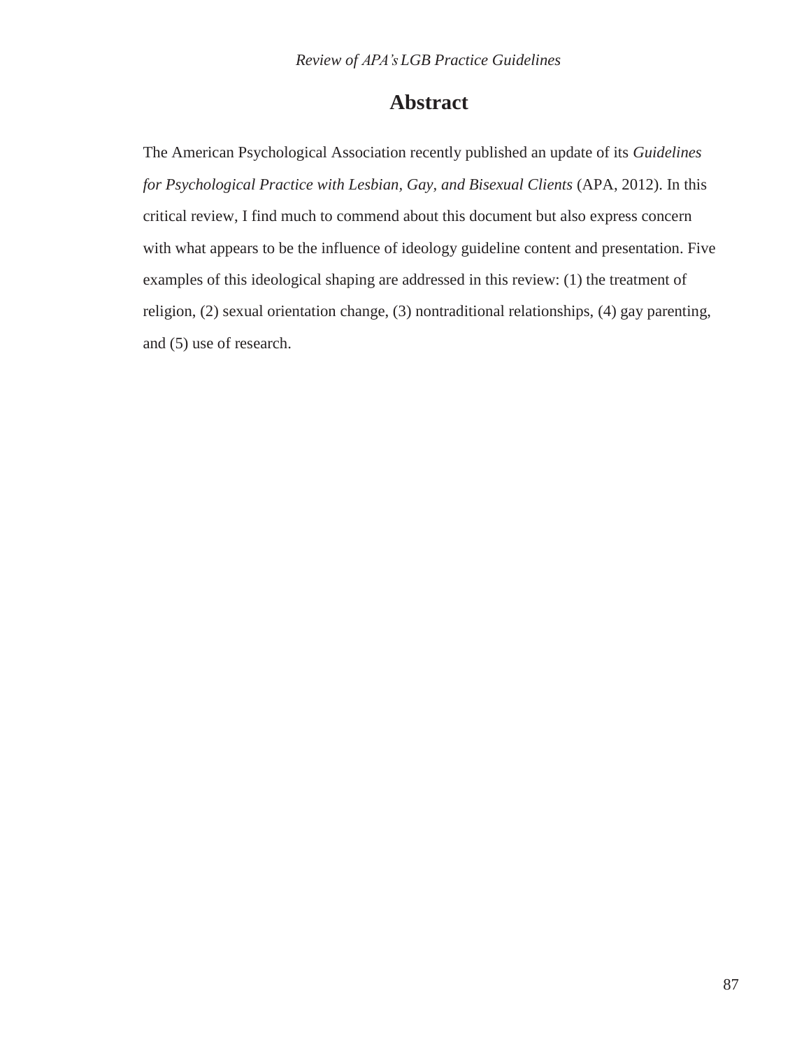## Abstract

The American Psychological Association recently published an update of its *Guidelines for Psychological Practice with Lesbian, Gay, and Bisexual Clients* (APA, 2012). In this critical review, I find much to commend about this document but also express concern with what appears to be the influence of ideology guideline content and presentation. Five examples of this ideological shaping are addressed in this review: (1) the treatment of religion, (2) sexual orientation change, (3) nontraditional relationships, (4) gay parenting, and (5) use of research.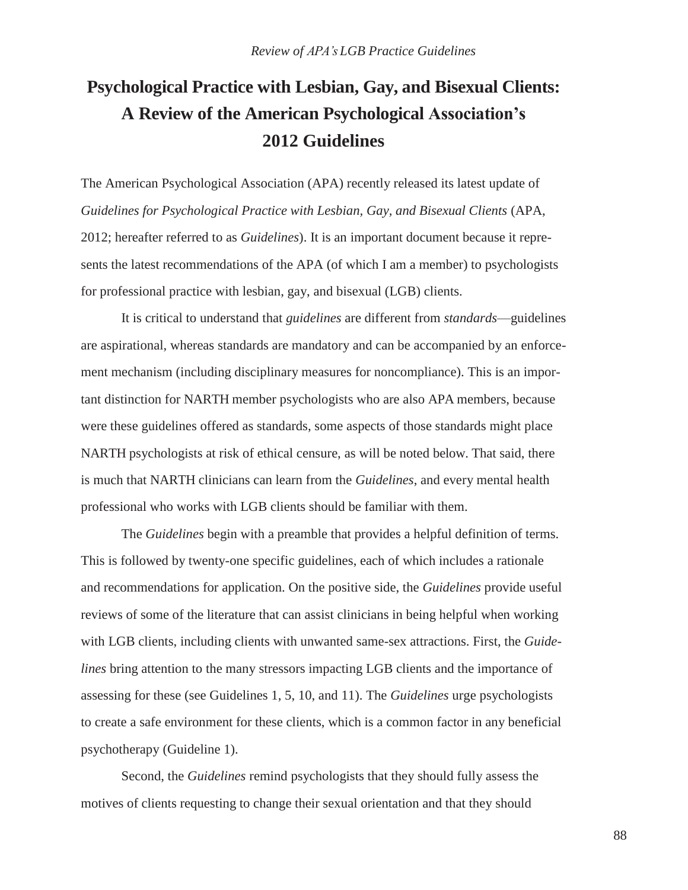# Psychological Practice with Lesbian, Gay, and Bisexual Clients: A Review of the American Psychological Association's 2012 Guidelines

The American Psychological Association (APA) recently released its latest update of *Guidelines for Psychological Practice with Lesbian, Gay, and Bisexual Clients* (APA, 2012; hereafter referred to as *Guidelines*). It is an important document because it represents the latest recommendations of the APA (of which I am a member) to psychologists for professional practice with lesbian, gay, and bisexual (LGB) clients.

It is critical to understand that *guidelines* are different from *standards*—guidelines are aspirational, whereas standards are mandatory and can be accompanied by an enforcement mechanism (including disciplinary measures for noncompliance). This is an important distinction for NARTH member psychologists who are also APA members, because were these guidelines offered as standards, some aspects of those standards might place NARTH psychologists at risk of ethical censure, as will be noted below. That said, there is much that NARTH clinicians can learn from the *Guidelines*, and every mental health professional who works with LGB clients should be familiar with them.

The *Guidelines* begin with a preamble that provides a helpful definition of terms. This is followed by twenty-one specific guidelines, each of which includes a rationale and recommendations for application. On the positive side, the *Guidelines* provide useful reviews of some of the literature that can assist clinicians in being helpful when working with LGB clients, including clients with unwanted same-sex attractions. First, the *Guidelines* bring attention to the many stressors impacting LGB clients and the importance of assessing for these (see Guidelines 1, 5, 10, and 11). The *Guidelines* urge psychologists to create a safe environment for these clients, which is a common factor in any beneficial psychotherapy (Guideline 1).

Second, the *Guidelines* remind psychologists that they should fully assess the motives of clients requesting to change their sexual orientation and that they should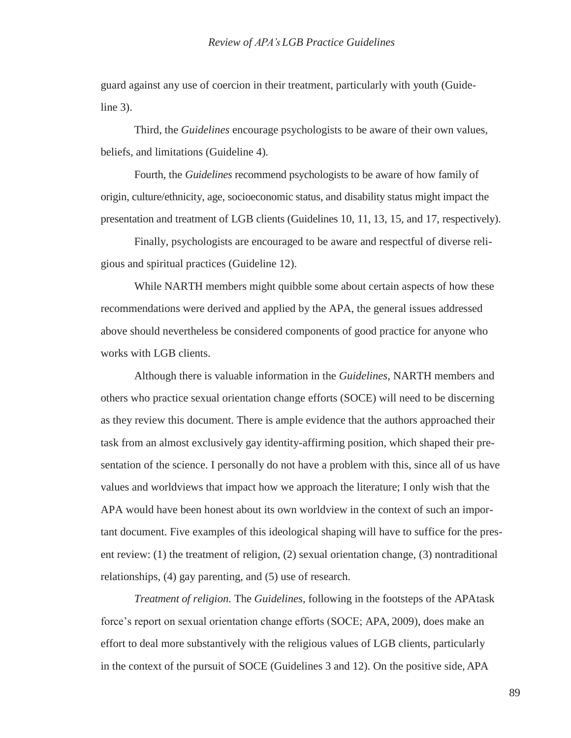guard against any use of coercion in their treatment, particularly with youth (Guideline 3).

Third, the *Guidelines* encourage psychologists to be aware of their own values, beliefs, and limitations (Guideline 4).

Fourth, the *Guidelines* recommend psychologists to be aware of how family of origin, culture/ethnicity, age, socioeconomic status, and disability status might impact the presentation and treatment of LGB clients (Guidelines 10, 11, 13, 15, and 17, respectively).

Finally, psychologists are encouraged to be aware and respectful of diverse religious and spiritual practices (Guideline 12).

While NARTH members might quibble some about certain aspects of how these recommendations were derived and applied by the APA, the general issues addressed above should nevertheless be considered components of good practice for anyone who works with LGB clients.

Although there is valuable information in the *Guidelines*, NARTH members and others who practice sexual orientation change efforts (SOCE) will need to be discerning as they review this document. There is ample evidence that the authors approached their task from an almost exclusively gay identity-affirming position, which shaped their presentation of the science. I personally do not have a problem with this, since all of us have values and worldviews that impact how we approach the literature; I only wish that the APA would have been honest about its own worldview in the context of such an important document. Five examples of this ideological shaping will have to suffice for the present review: (1) the treatment of religion, (2) sexual orientation change, (3) nontraditional relationships, (4) gay parenting, and (5) use of research.

*Treatment of religion.* The *Guidelines*, following in the footsteps of the APA task force's report on sexual orientation change efforts (SOCE; APA, 2009), does make an effort to deal more substantively with the religious values of LGB clients, particularly in the context of the pursuit of SOCE (Guidelines 3 and 12). On the positive side, APA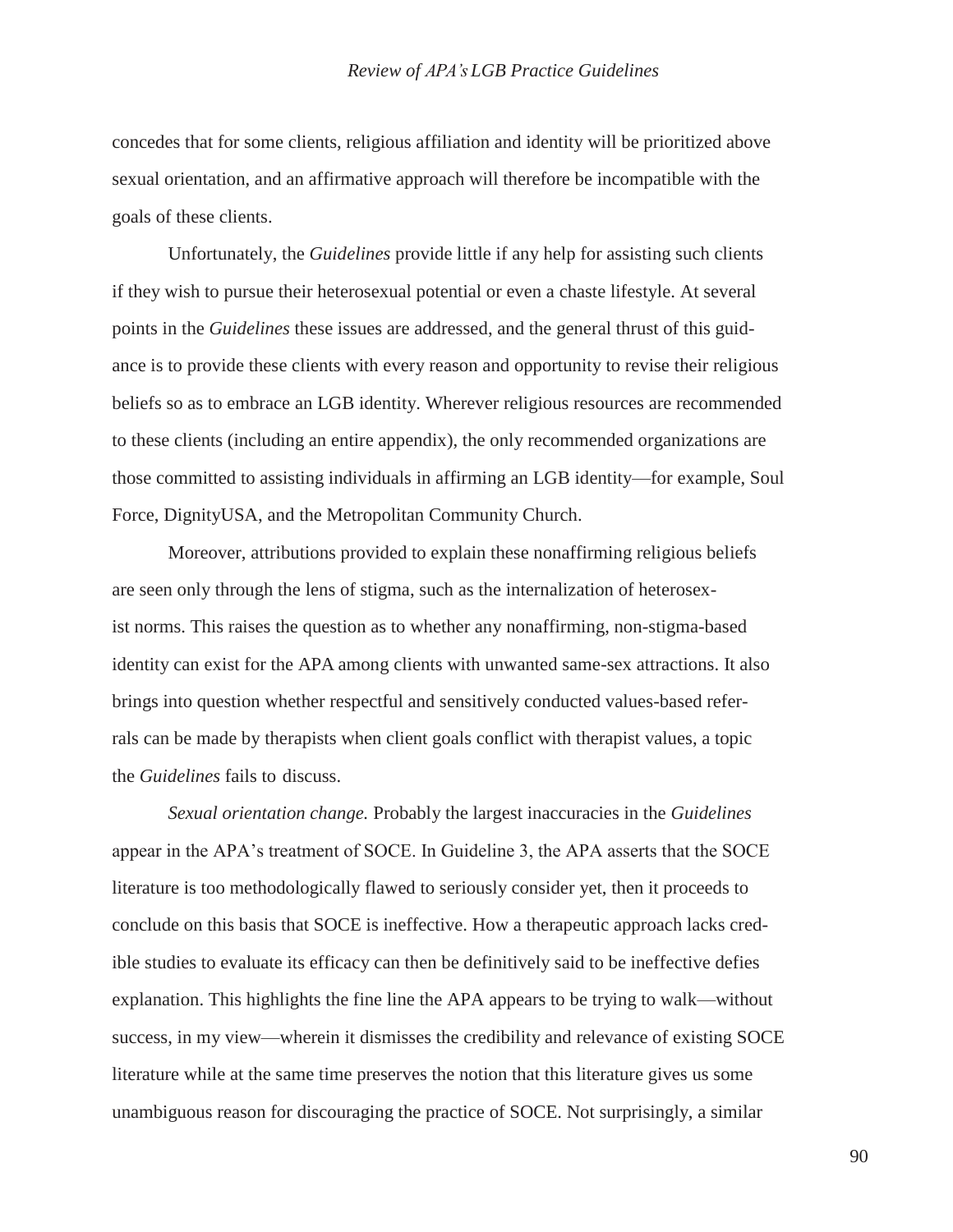concedes that for some clients, religious affiliation and identity will be prioritized above sexual orientation, and an affirmative approach will therefore be incompatible with the goals of these clients.

Unfortunately, the *Guidelines* provide little if any help for assisting such clients if they wish to pursue their heterosexual potential or even a chaste lifestyle. At several points in the *Guidelines* these issues are addressed, and the general thrust of this guidance is to provide these clients with every reason and opportunity to revise their religious beliefs so as to embrace an LGB identity. Wherever religious resources are recommended to these clients (including an entire appendix), the only recommended organizations are those committed to assisting individuals in affirming an LGB identity—for example, Soul Force, DignityUSA, and the Metropolitan Community Church.

Moreover, attributions provided to explain these nonaffirming religious beliefs are seen only through the lens of stigma, such as the internalization of heterosexist norms. This raises the question as to whether any nonaffirming, non-stigma-based identity can exist for the APA among clients with unwanted same-sex attractions. It also brings into question whether respectful and sensitively conducted values-based referrals can be made by therapists when client goals conflict with therapist values, a topic the *Guidelines* fails to discuss.

*Sexual orientation change.* Probably the largest inaccuracies in the *Guidelines* appear in the APA's treatment of SOCE. In Guideline 3, the APA asserts that the SOCE literature is too methodologically flawed to seriously consider yet, then it proceeds to conclude on this basis that SOCE is ineffective. How a therapeutic approach lacks credible studies to evaluate its efficacy can then be definitively said to be ineffective defies explanation. This highlights the fine line the APA appears to be trying to walk—without success, in my view—wherein it dismisses the credibility and relevance of existing SOCE literature while at the same time preserves the notion that this literature gives us some unambiguous reason for discouraging the practice of SOCE. Not surprisingly, a similar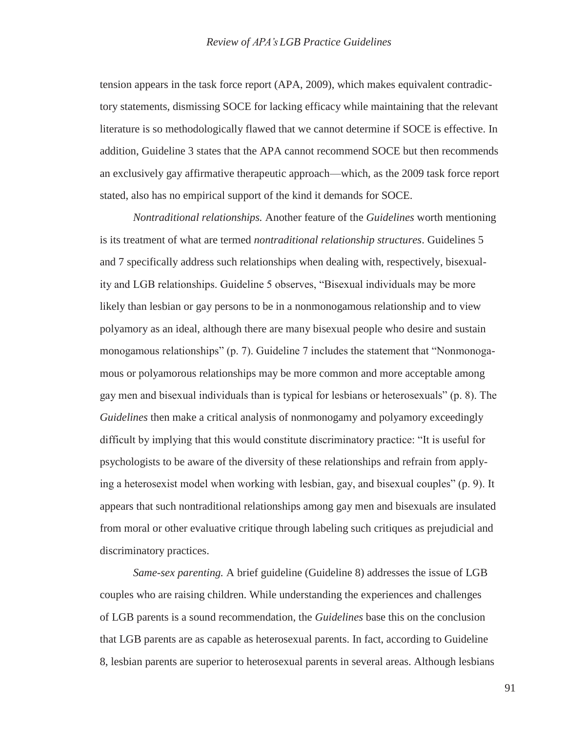tension appears in the task force report (APA, 2009), which makes equivalent contradictory statements, dismissing SOCE for lacking efficacy while maintaining that the relevant literature is so methodologically flawed that we cannot determine if SOCE is effective. In addition, Guideline 3 states that the APA cannot recommend SOCE but then recommends an exclusively gay affirmative therapeutic approach—which, as the 2009 task force report stated, also has no empirical support of the kind it demands for SOCE.

*Nontraditional relationships.* Another feature of the *Guidelines* worth mentioning is its treatment of what are termed *nontraditional relationship structures*. Guidelines 5 and 7 specifically address such relationships when dealing with, respectively, bisexuality and LGB relationships. Guideline 5 observes, "Bisexual individuals may be more likely than lesbian or gay persons to be in a nonmonogamous relationship and to view polyamory as an ideal, although there are many bisexual people who desire and sustain monogamous relationships" (p. 7). Guideline 7 includes the statement that "Nonmonogamous or polyamorous relationships may be more common and more acceptable among gay men and bisexual individuals than is typical for lesbians or heterosexuals" (p. 8). The *Guidelines* then make a critical analysis of nonmonogamy and polyamory exceedingly difficult by implying that this would constitute discriminatory practice: "It is useful for psychologists to be aware of the diversity of these relationships and refrain from applying a heterosexist model when working with lesbian, gay, and bisexual couples" (p. 9). It appears that such nontraditional relationships among gay men and bisexuals are insulated from moral or other evaluative critique through labeling such critiques as prejudicial and discriminatory practices.

*Same-sex parenting.* A brief guideline (Guideline 8) addresses the issue of LGB couples who are raising children. While understanding the experiences and challenges of LGB parents is a sound recommendation, the *Guidelines* base this on the conclusion that LGB parents are as capable as heterosexual parents. In fact, according to Guideline 8, lesbian parents are superior to heterosexual parents in several areas. Although lesbians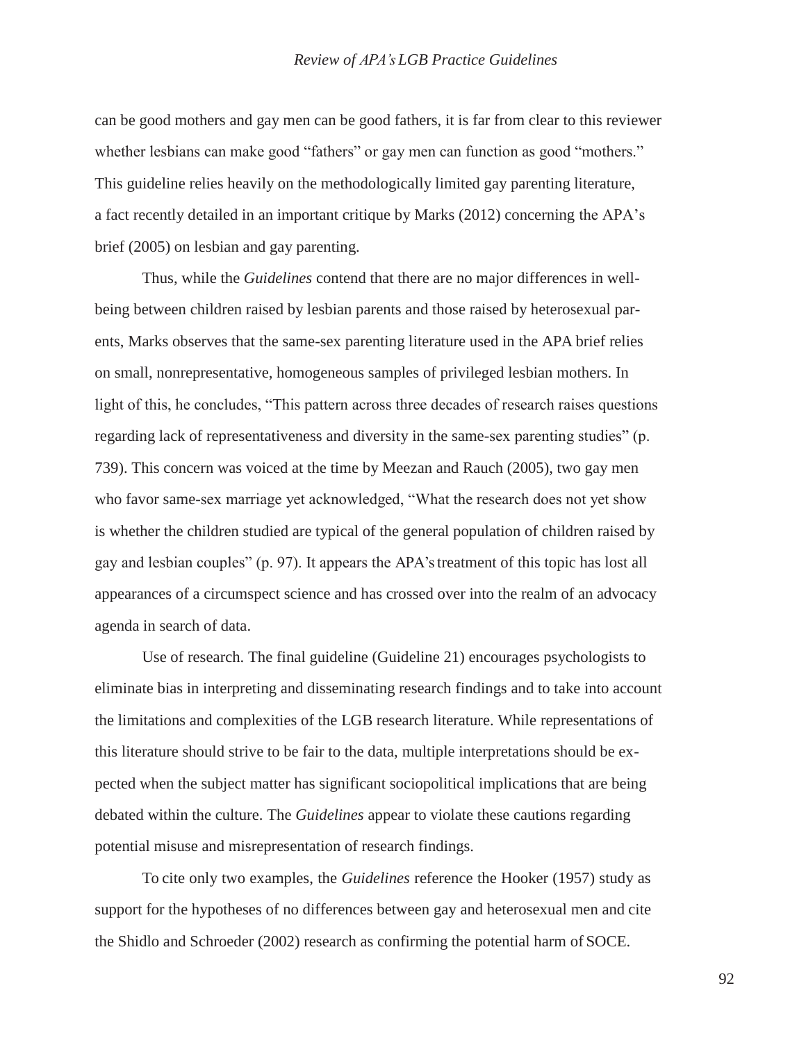can be good mothers and gay men can be good fathers, it is far from clear to this reviewer whether lesbians can make good "fathers" or gay men can function as good "mothers." This guideline relies heavily on the methodologically limited gay parenting literature, a fact recently detailed in an important critique by Marks (2012) concerning the APA's brief (2005) on lesbian and gay parenting.

Thus, while the *Guidelines* contend that there are no major differences in well-being between children raised by lesbian parents and those raised by heterosexual parents, Marks observes that the same-sex parenting literature used in the APA brief relies on small, nonrepresentative, homogeneous samples of privileged lesbian mothers. In light of this, he concludes, "This pattern across three decades of research raises questions regarding lack of representativeness and diversity in the same-sex parenting studies" (p. 739). This concern was voiced at the time by Meezan and Rauch (2005), two gay men who favor same-sex marriage yet acknowledged, "What the research does not yet show is whether the children studied are typical of the general population of children raised by gay and lesbian couples" (p. 97). It appears the APA's treatment of this topic has lost all appearances of a circumspect science and has crossed over into the realm of an advocacy agenda in search of data.

Use of research. The final guideline (Guideline 21) encourages psychologists to eliminate bias in interpreting and disseminating research findings and to take into account the limitations and complexities of the LGB research literature. While representations of this literature should strive to be fair to the data, multiple interpretations should be expected when the subject matter has significant sociopolitical implications that are being debated within the culture. The *Guidelines* appear to violate these cautions regarding potential misuse and misrepresentation of research findings.

To cite only two examples, the *Guidelines* reference the Hooker (1957) study as support for the hypotheses of no differences between gay and heterosexual men and cite the Shidlo and Schroeder (2002) research as confirming the potential harm of SOCE.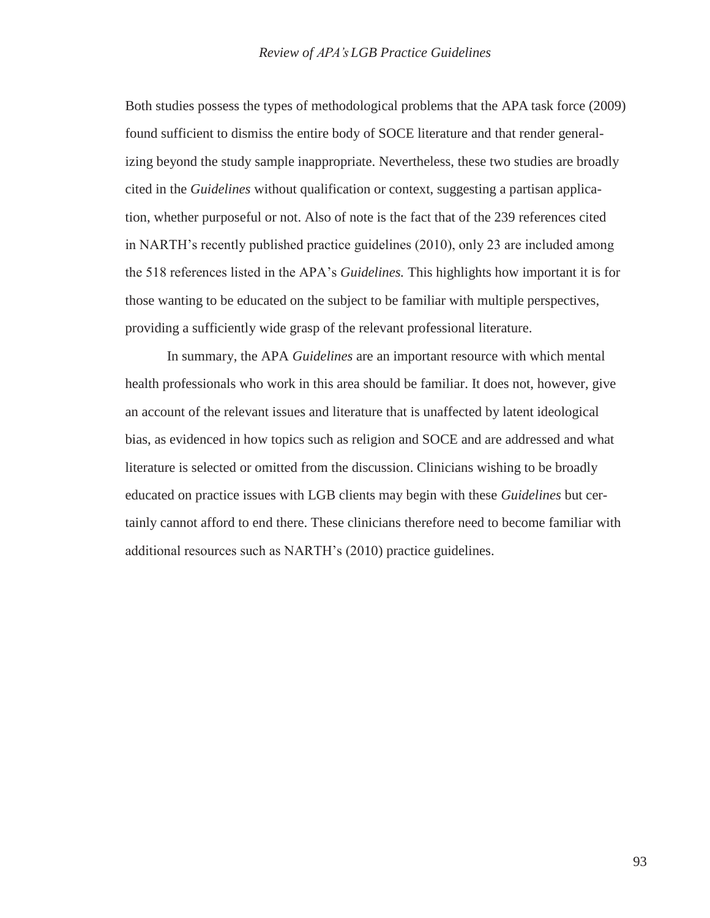Both studies possess the types of methodological problems that the APA task force (2009) found sufficient to dismiss the entire body of SOCE literature and that render generalizing beyond the study sample inappropriate. Nevertheless, these two studies are broadly cited in the *Guidelines* without qualification or context, suggesting a partisan application, whether purposeful or not. Also of note is the fact that of the 239 references cited in NARTH's recently published practice guidelines (2010), only 23 are included among the 518 references listed in the APA's *Guidelines.* This highlights how important it is for those wanting to be educated on the subject to be familiar with multiple perspectives, providing a sufficiently wide grasp of the relevant professional literature.

In summary, the APA *Guidelines* are an important resource with which mental health professionals who work in this area should be familiar. It does not, however, give an account of the relevant issues and literature that is unaffected by latent ideological bias, as evidenced in how topics such as religion and SOCE and are addressed and what literature is selected or omitted from the discussion. Clinicians wishing to be broadly educated on practice issues with LGB clients may begin with these *Guidelines* but certainly cannot afford to end there. These clinicians therefore need to become familiar with additional resources such as NARTH's (2010) practice guidelines.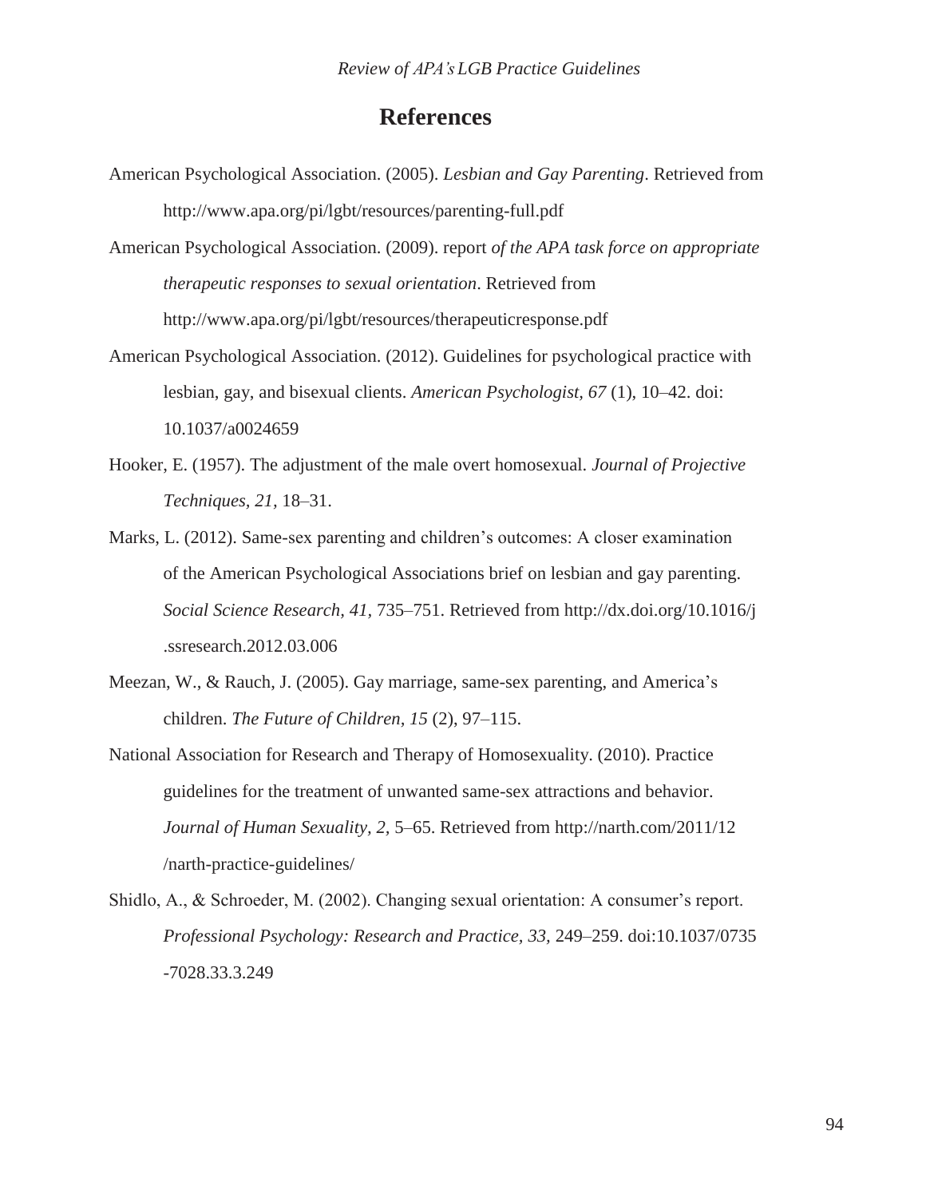## References

American Psychological Association. (2005). *Lesbian and Gay Parenting*. Retrieved from http://www.apa.org/pi/lgbt/resources/parenting-full.pdf

American Psychological Association. (2009). report *of the APA task force on appropriate therapeutic responses to sexual orientation*. Retrieved from http://www.apa.org/pi/lgbt/resources/therapeuticresponse.pdf

American Psychological Association. (2012). Guidelines for psychological practice with lesbian, gay, and bisexual clients. *American Psychologist, 67* (1), 10–42. doi: 10.1037/a0024659

Hooker, E. (1957). The adjustment of the male overt homosexual. *Journal of Projective Techniques, 21*, 18–31.

Marks, L. (2012). Same-sex parenting and children's outcomes: A closer examination of the American Psychological Associations brief on lesbian and gay parenting. *Social Science Research, 41*, 735–751. Retrieved from http://dx.doi.org/10.1016/j.ssresearch.2012.03.006

Meezan, W., & Rauch, J. (2005). Gay marriage, same-sex parenting, and America's children. *The Future of Children, 15* (2), 97–115.

National Association for Research and Therapy of Homosexuality. (2010). Practice guidelines for the treatment of unwanted same-sex attractions and behavior. *Journal of Human Sexuality, 2,* 5–65. Retrieved from http://narth.com/2011/12/narth-practice-guidelines/

Shidlo, A., & Schroeder, M. (2002). Changing sexual orientation: A consumer's report. *Professional Psychology: Research and Practice, 33*, 249–259. doi:10.1037/0735-7028.33.3.249